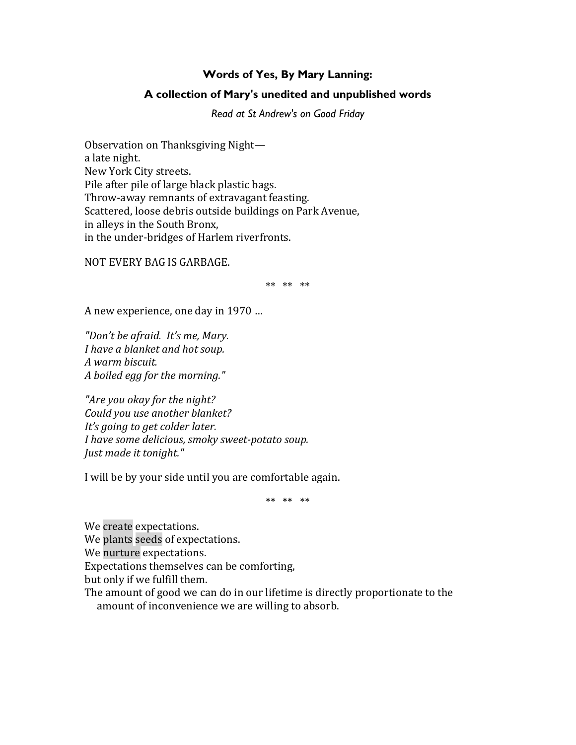**Words of Yes, By Mary Lanning:**

**A collection of Mary's unedited and unpublished words**

*Read at St Andrew's on Good Friday*

Observation on Thanksgiving Night—
a late night.
New York City streets.
Pile after pile of large black plastic bags.
Throw-away remnants of extravagant feasting.
Scattered, loose debris outside buildings on Park Avenue,
in alleys in the South Bronx,
in the under-bridges of Harlem riverfronts.

NOT EVERY BAG IS GARBAGE.

** ** **

A new experience, one day in 1970 …

*"Don't be afraid. It's me, Mary.*
*I have a blanket and hot soup.*
*A warm biscuit.*
*A boiled egg for the morning."*

*"Are you okay for the night?*
*Could you use another blanket?*
*It's going to get colder later.*
*I have some delicious, smoky sweet-potato soup.*
*Just made it tonight."*

I will be by your side until you are comfortable again.

** ** **

We create expectations.
We plants seeds of expectations.
We nurture expectations.
Expectations themselves can be comforting,
but only if we fulfill them.
The amount of good we can do in our lifetime is directly proportionate to the amount of inconvenience we are willing to absorb.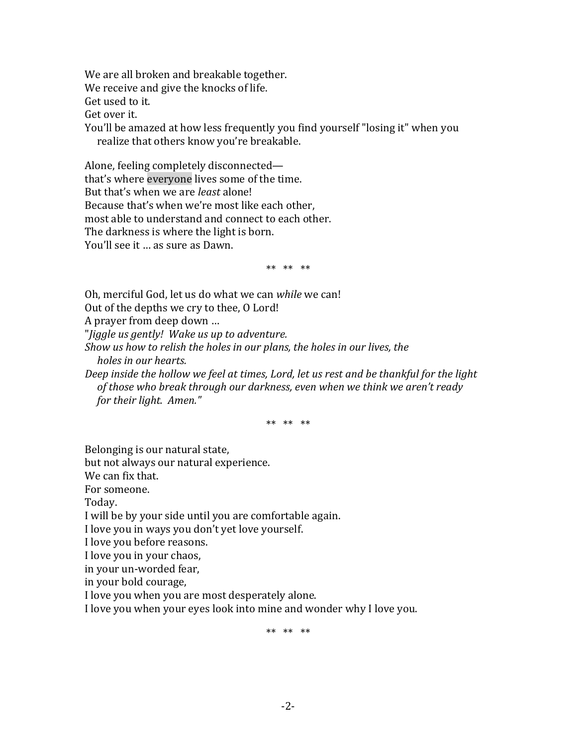We are all broken and breakable together.
We receive and give the knocks of life.
Get used to it.
Get over it.
You'll be amazed at how less frequently you find yourself "losing it" when you realize that others know you're breakable.

Alone, feeling completely disconnected—
that's where everyone lives some of the time.
But that's when we are *least* alone!
Because that's when we're most like each other,
most able to understand and connect to each other.
The darkness is where the light is born.
You'll see it … as sure as Dawn.

** ** **

Oh, merciful God, let us do what we can *while* we can!
Out of the depths we cry to thee, O Lord!
A prayer from deep down …
"*Jiggle us gently! Wake us up to adventure.*
*Show us how to relish the holes in our plans, the holes in our lives, the holes in our hearts.*
*Deep inside the hollow we feel at times, Lord, let us rest and be thankful for the light of those who break through our darkness, even when we think we aren't ready for their light. Amen."*

** ** **

Belonging is our natural state,
but not always our natural experience.
We can fix that.
For someone.
Today.
I will be by your side until you are comfortable again.
I love you in ways you don't yet love yourself.
I love you before reasons.
I love you in your chaos,
in your un-worded fear,
in your bold courage,
I love you when you are most desperately alone.
I love you when your eyes look into mine and wonder why I love you.

** ** **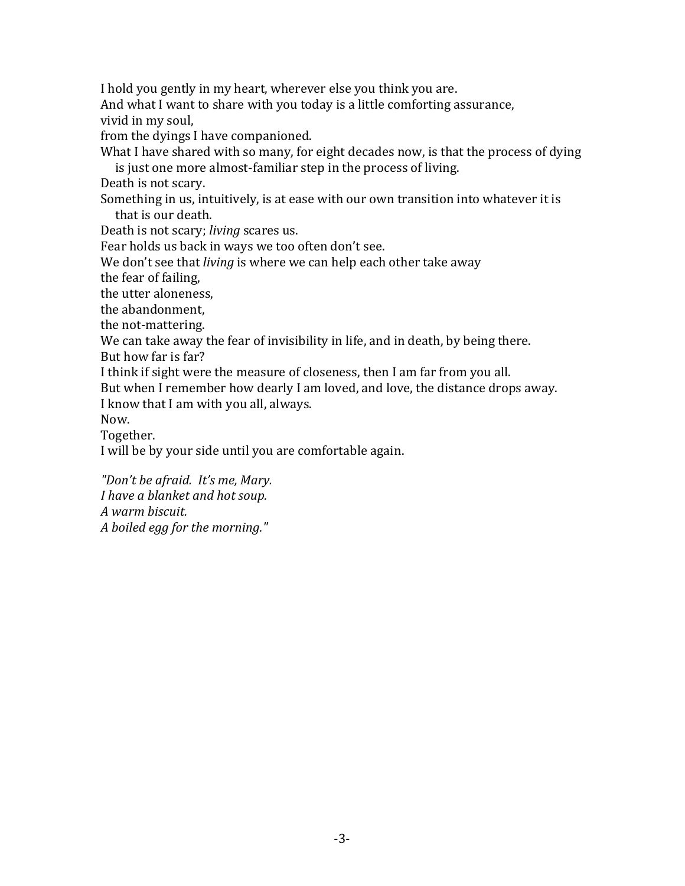I hold you gently in my heart, wherever else you think you are.  
And what I want to share with you today is a little comforting assurance,  
vivid in my soul,  
from the dyings I have companioned.  
What I have shared with so many, for eight decades now, is that the process of dying is just one more almost-familiar step in the process of living.  
Death is not scary.  
Something in us, intuitively, is at ease with our own transition into whatever it is that is our death.  
Death is not scary; *living* scares us.  
Fear holds us back in ways we too often don't see.  
We don't see that *living* is where we can help each other take away  
the fear of failing,  
the utter aloneness,  
the abandonment,  
the not-mattering.  
We can take away the fear of invisibility in life, and in death, by being there.  
But how far is far?  
I think if sight were the measure of closeness, then I am far from you all.  
But when I remember how dearly I am loved, and love, the distance drops away.  
I know that I am with you all, always.  
Now.  
Together.  
I will be by your side until you are comfortable again.

*"Don't be afraid.  It's me, Mary.*  
*I have a blanket and hot soup.*  
*A warm biscuit.*  
*A boiled egg for the morning."*